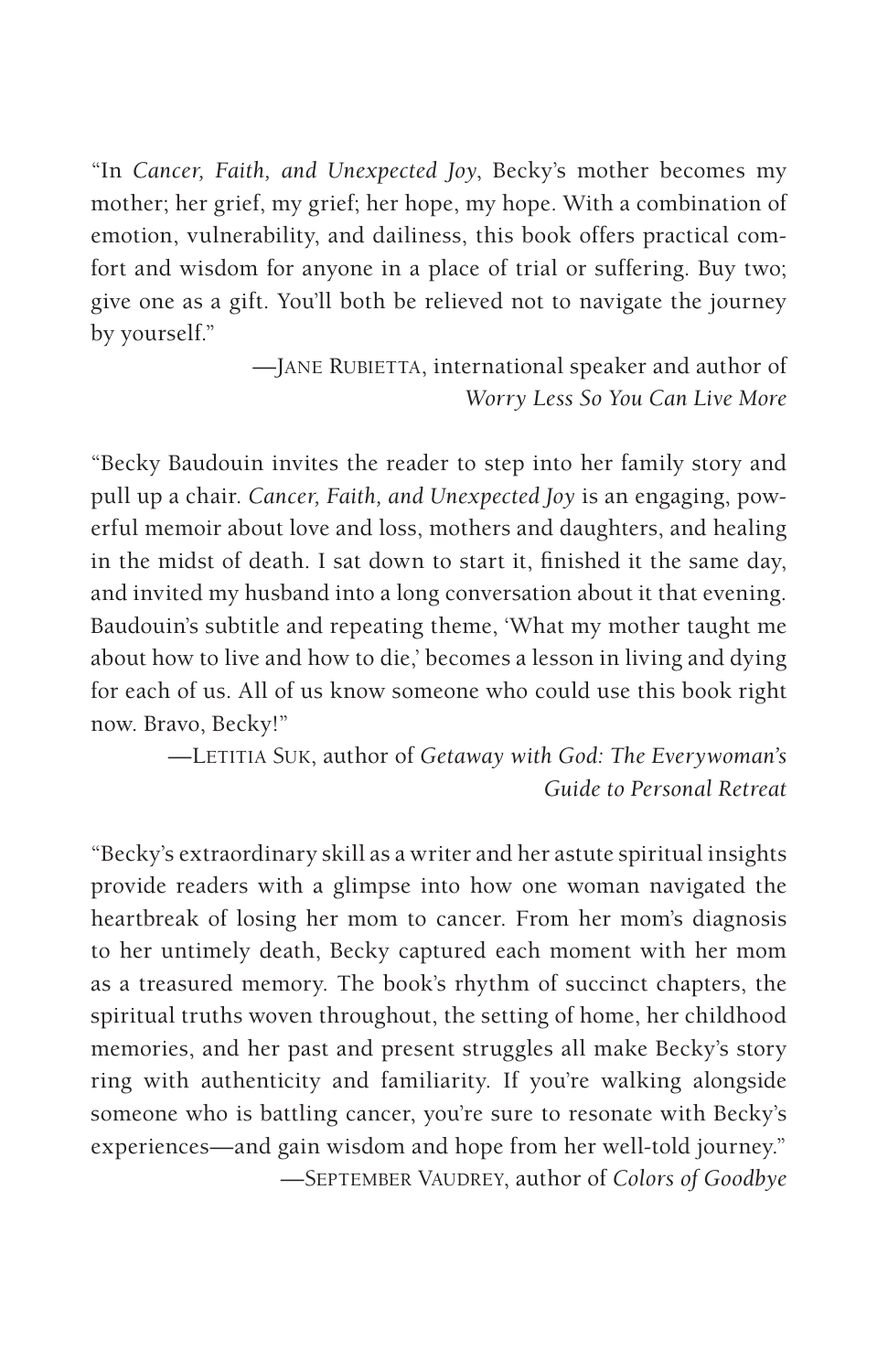"In *Cancer, Faith, and Unexpected Joy*, Becky's mother becomes my mother; her grief, my grief; her hope, my hope. With a combination of emotion, vulnerability, and dailiness, this book offers practical comfort and wisdom for anyone in a place of trial or suffering. Buy two; give one as a gift. You'll both be relieved not to navigate the journey by yourself."

—Jane Rubietta, international speaker and author of *Worry Less So You Can Live More*

"Becky Baudouin invites the reader to step into her family story and pull up a chair. *Cancer, Faith, and Unexpected Joy* is an engaging, powerful memoir about love and loss, mothers and daughters, and healing in the midst of death. I sat down to start it, finished it the same day, and invited my husband into a long conversation about it that evening. Baudouin's subtitle and repeating theme, 'What my mother taught me about how to live and how to die,' becomes a lesson in living and dying for each of us. All of us know someone who could use this book right now. Bravo, Becky!"

—Letitia Suk, author of *Getaway with God: The Everywoman's Guide to Personal Retreat*

"Becky's extraordinary skill as a writer and her astute spiritual insights provide readers with a glimpse into how one woman navigated the heartbreak of losing her mom to cancer. From her mom's diagnosis to her untimely death, Becky captured each moment with her mom as a treasured memory. The book's rhythm of succinct chapters, the spiritual truths woven throughout, the setting of home, her childhood memories, and her past and present struggles all make Becky's story ring with authenticity and familiarity. If you're walking alongside someone who is battling cancer, you're sure to resonate with Becky's experiences—and gain wisdom and hope from her well-told journey."

—September Vaudrey, author of *Colors of Goodbye*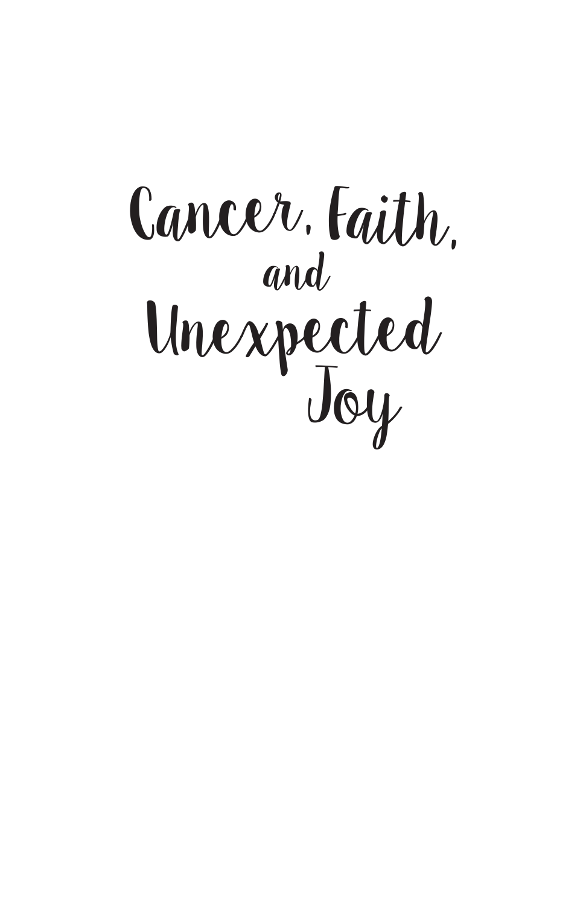# Cancer, Faith, and Unexpected Joy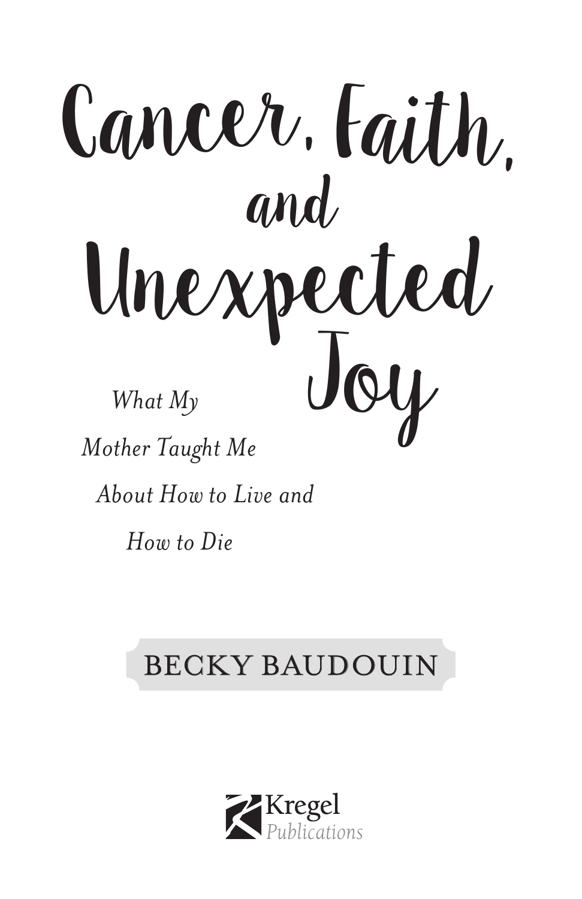# Cancer, Faith, and Unexpected Joy

*What My Mother Taught Me About How to Live and How to Die*

BECKY BAUDOUIN

Kregel Publications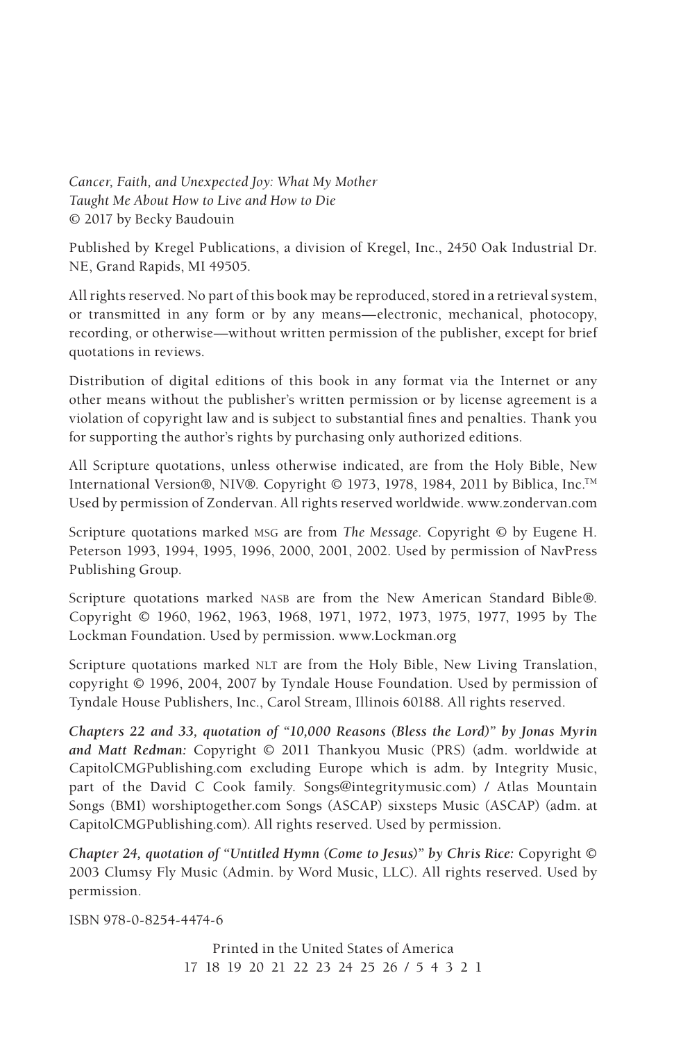*Cancer, Faith, and Unexpected Joy: What My Mother Taught Me About How to Live and How to Die*
© 2017 by Becky Baudouin

Published by Kregel Publications, a division of Kregel, Inc., 2450 Oak Industrial Dr. NE, Grand Rapids, MI 49505.

All rights reserved. No part of this book may be reproduced, stored in a retrieval system, or transmitted in any form or by any means—electronic, mechanical, photocopy, recording, or otherwise—without written permission of the publisher, except for brief quotations in reviews.

Distribution of digital editions of this book in any format via the Internet or any other means without the publisher's written permission or by license agreement is a violation of copyright law and is subject to substantial fines and penalties. Thank you for supporting the author's rights by purchasing only authorized editions.

All Scripture quotations, unless otherwise indicated, are from the Holy Bible, New International Version®, NIV®. Copyright © 1973, 1978, 1984, 2011 by Biblica, Inc.™ Used by permission of Zondervan. All rights reserved worldwide. www.zondervan.com

Scripture quotations marked MSG are from *The Message*. Copyright © by Eugene H. Peterson 1993, 1994, 1995, 1996, 2000, 2001, 2002. Used by permission of NavPress Publishing Group.

Scripture quotations marked NASB are from the New American Standard Bible®. Copyright © 1960, 1962, 1963, 1968, 1971, 1972, 1973, 1975, 1977, 1995 by The Lockman Foundation. Used by permission. www.Lockman.org

Scripture quotations marked NLT are from the Holy Bible, New Living Translation, copyright © 1996, 2004, 2007 by Tyndale House Foundation. Used by permission of Tyndale House Publishers, Inc., Carol Stream, Illinois 60188. All rights reserved.

***Chapters 22 and 33, quotation of "10,000 Reasons (Bless the Lord)" by Jonas Myrin and Matt Redman:*** Copyright © 2011 Thankyou Music (PRS) (adm. worldwide at CapitolCMGPublishing.com excluding Europe which is adm. by Integrity Music, part of the David C Cook family. Songs@integritymusic.com) / Atlas Mountain Songs (BMI) worshiptogether.com Songs (ASCAP) sixsteps Music (ASCAP) (adm. at CapitolCMGPublishing.com). All rights reserved. Used by permission.

***Chapter 24, quotation of "Untitled Hymn (Come to Jesus)" by Chris Rice:*** Copyright © 2003 Clumsy Fly Music (Admin. by Word Music, LLC). All rights reserved. Used by permission.

ISBN 978-0-8254-4474-6

Printed in the United States of America
17 18 19 20 21 22 23 24 25 26 / 5 4 3 2 1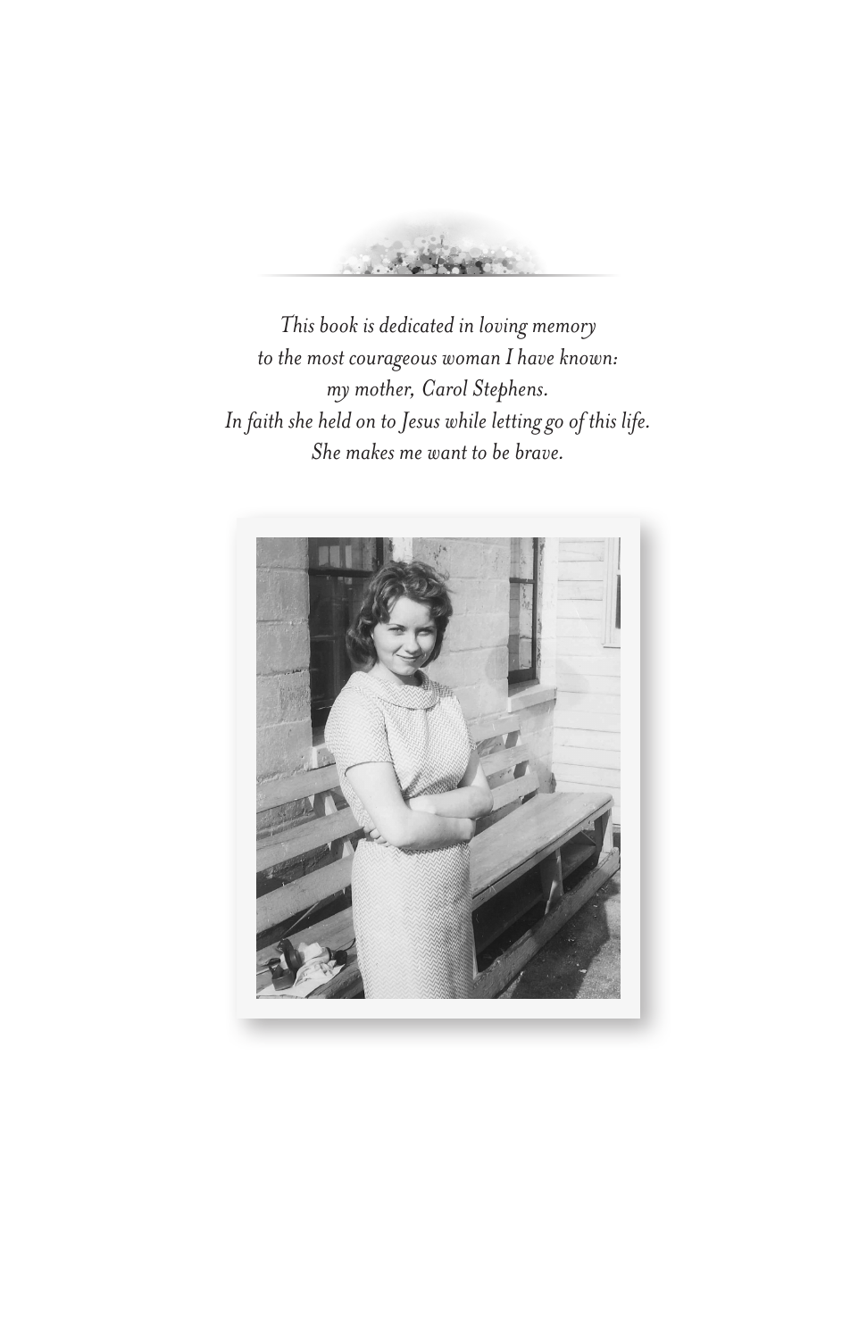*This book is dedicated in loving memory*
*to the most courageous woman I have known:*
*my mother, Carol Stephens.*
*In faith she held on to Jesus while letting go of this life.*
*She makes me want to be brave.*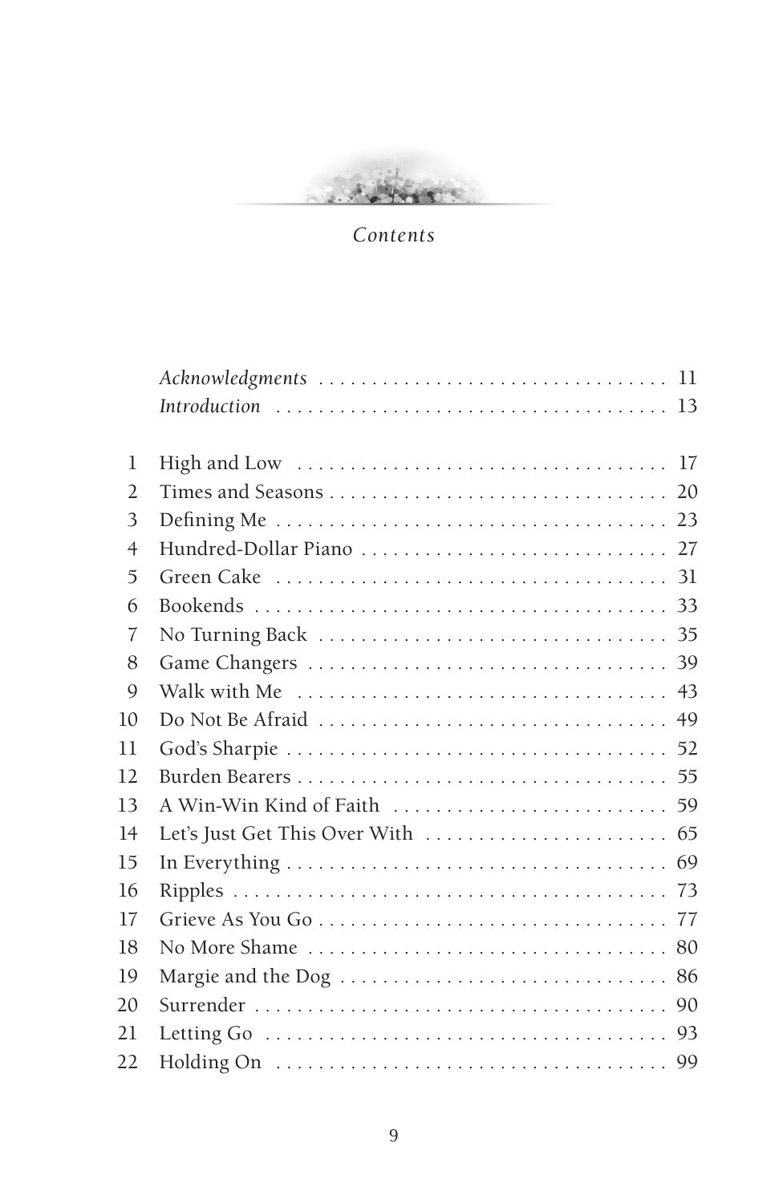# *Contents*

| | | |
|---|---|---|
| | *Acknowledgments* | 11 |
| | *Introduction* | 13 |
| 1 | High and Low | 17 |
| 2 | Times and Seasons | 20 |
| 3 | Defining Me | 23 |
| 4 | Hundred-Dollar Piano | 27 |
| 5 | Green Cake | 31 |
| 6 | Bookends | 33 |
| 7 | No Turning Back | 35 |
| 8 | Game Changers | 39 |
| 9 | Walk with Me | 43 |
| 10 | Do Not Be Afraid | 49 |
| 11 | God's Sharpie | 52 |
| 12 | Burden Bearers | 55 |
| 13 | A Win-Win Kind of Faith | 59 |
| 14 | Let's Just Get This Over With | 65 |
| 15 | In Everything | 69 |
| 16 | Ripples | 73 |
| 17 | Grieve As You Go | 77 |
| 18 | No More Shame | 80 |
| 19 | Margie and the Dog | 86 |
| 20 | Surrender | 90 |
| 21 | Letting Go | 93 |
| 22 | Holding On | 99 |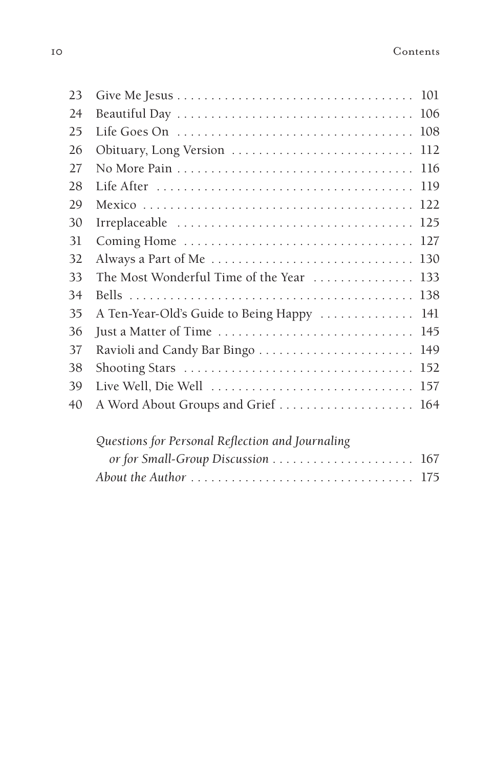| | | |
|---|---|---|
| 23 | Give Me Jesus | 101 |
| 24 | Beautiful Day | 106 |
| 25 | Life Goes On | 108 |
| 26 | Obituary, Long Version | 112 |
| 27 | No More Pain | 116 |
| 28 | Life After | 119 |
| 29 | Mexico | 122 |
| 30 | Irreplaceable | 125 |
| 31 | Coming Home | 127 |
| 32 | Always a Part of Me | 130 |
| 33 | The Most Wonderful Time of the Year | 133 |
| 34 | Bells | 138 |
| 35 | A Ten-Year-Old's Guide to Being Happy | 141 |
| 36 | Just a Matter of Time | 145 |
| 37 | Ravioli and Candy Bar Bingo | 149 |
| 38 | Shooting Stars | 152 |
| 39 | Live Well, Die Well | 157 |
| 40 | A Word About Groups and Grief | 164 |
| | *Questions for Personal Reflection and Journaling or for Small-Group Discussion* | 167 |
| | *About the Author* | 175 |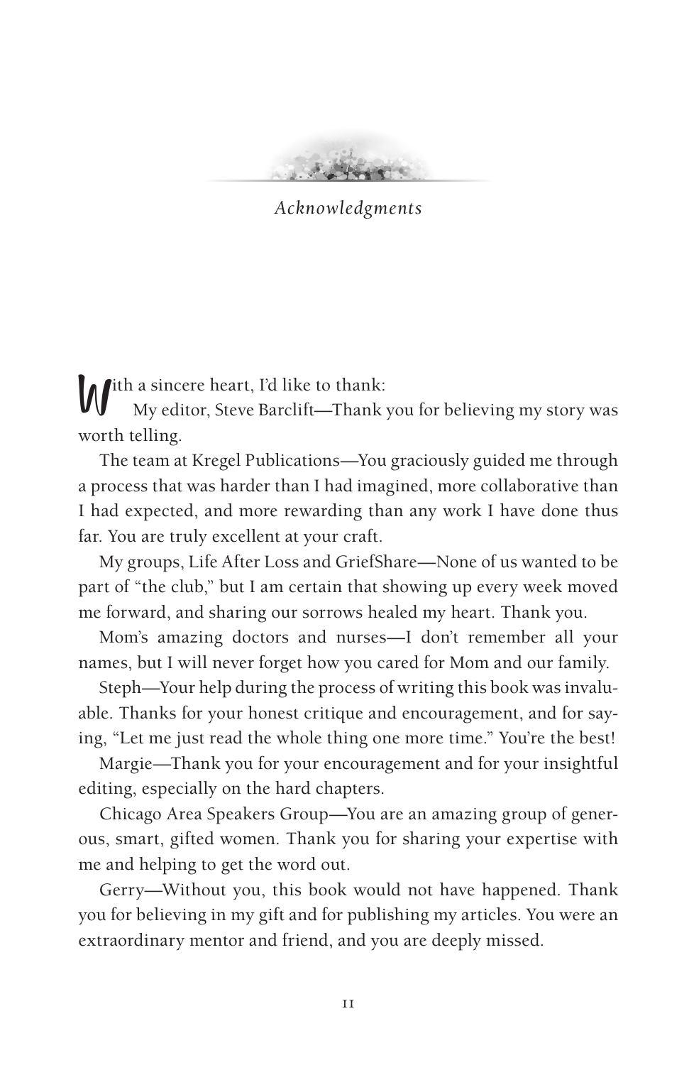# *Acknowledgments*

With a sincere heart, I'd like to thank:

My editor, Steve Barclift—Thank you for believing my story was worth telling.

The team at Kregel Publications—You graciously guided me through a process that was harder than I had imagined, more collaborative than I had expected, and more rewarding than any work I have done thus far. You are truly excellent at your craft.

My groups, Life After Loss and GriefShare—None of us wanted to be part of "the club," but I am certain that showing up every week moved me forward, and sharing our sorrows healed my heart. Thank you.

Mom's amazing doctors and nurses—I don't remember all your names, but I will never forget how you cared for Mom and our family.

Steph—Your help during the process of writing this book was invaluable. Thanks for your honest critique and encouragement, and for saying, "Let me just read the whole thing one more time." You're the best!

Margie—Thank you for your encouragement and for your insightful editing, especially on the hard chapters.

Chicago Area Speakers Group—You are an amazing group of generous, smart, gifted women. Thank you for sharing your expertise with me and helping to get the word out.

Gerry—Without you, this book would not have happened. Thank you for believing in my gift and for publishing my articles. You were an extraordinary mentor and friend, and you are deeply missed.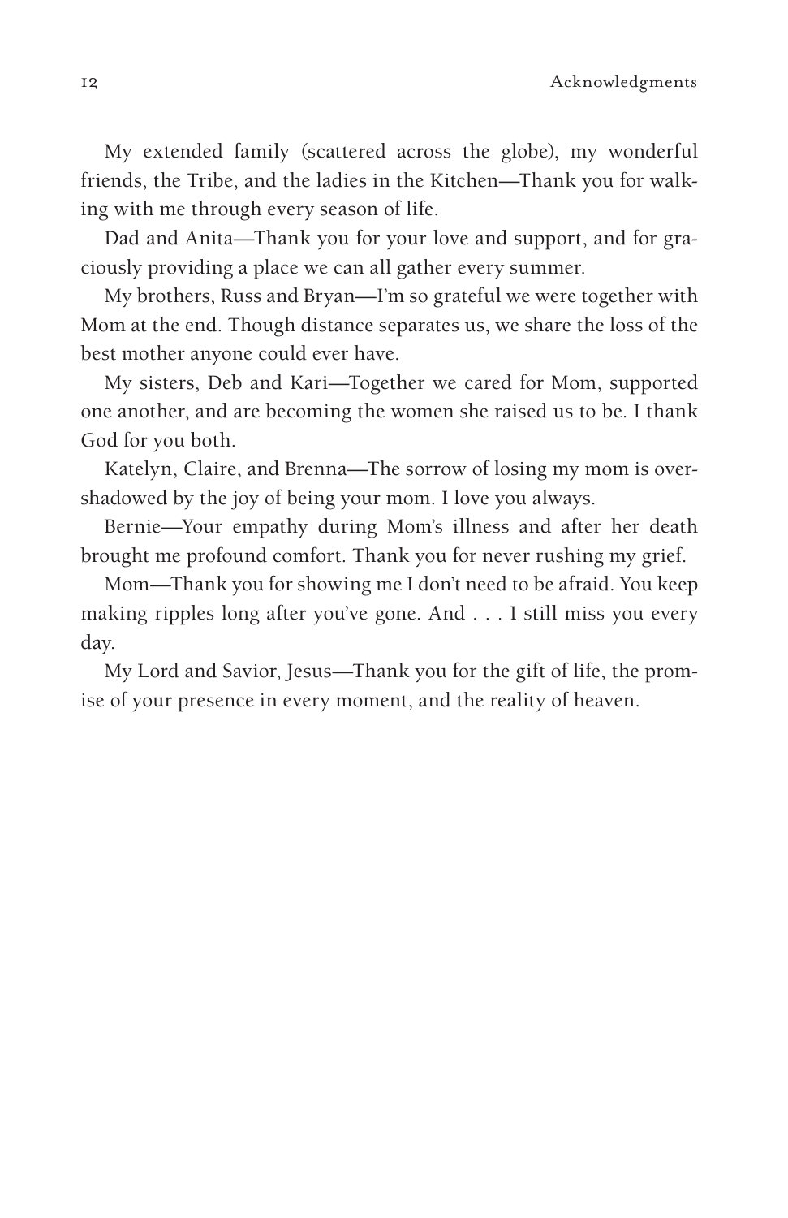My extended family (scattered across the globe), my wonderful friends, the Tribe, and the ladies in the Kitchen—Thank you for walking with me through every season of life.

Dad and Anita—Thank you for your love and support, and for graciously providing a place we can all gather every summer.

My brothers, Russ and Bryan—I'm so grateful we were together with Mom at the end. Though distance separates us, we share the loss of the best mother anyone could ever have.

My sisters, Deb and Kari—Together we cared for Mom, supported one another, and are becoming the women she raised us to be. I thank God for you both.

Katelyn, Claire, and Brenna—The sorrow of losing my mom is overshadowed by the joy of being your mom. I love you always.

Bernie—Your empathy during Mom's illness and after her death brought me profound comfort. Thank you for never rushing my grief.

Mom—Thank you for showing me I don't need to be afraid. You keep making ripples long after you've gone. And . . . I still miss you every day.

My Lord and Savior, Jesus—Thank you for the gift of life, the promise of your presence in every moment, and the reality of heaven.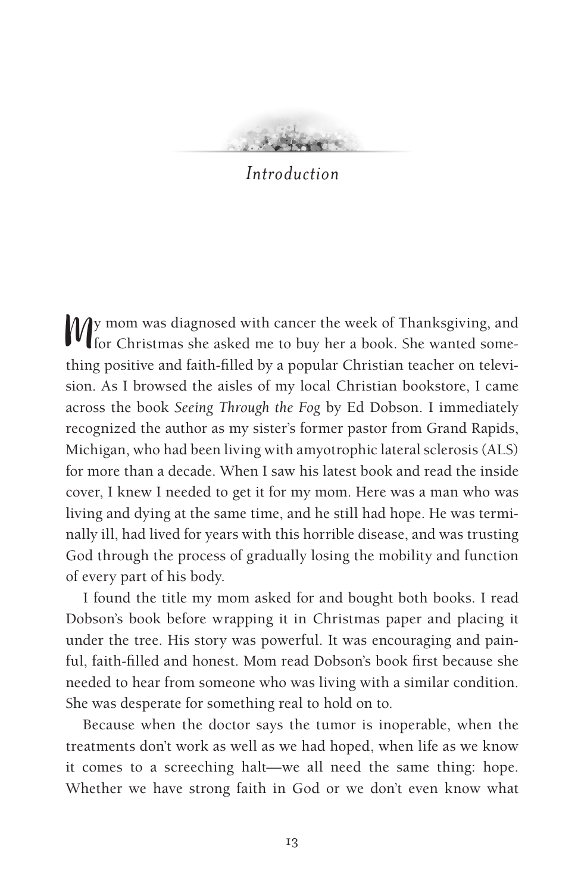# *Introduction*

My mom was diagnosed with cancer the week of Thanksgiving, and for Christmas she asked me to buy her a book. She wanted something positive and faith-filled by a popular Christian teacher on television. As I browsed the aisles of my local Christian bookstore, I came across the book *Seeing Through the Fog* by Ed Dobson. I immediately recognized the author as my sister's former pastor from Grand Rapids, Michigan, who had been living with amyotrophic lateral sclerosis (ALS) for more than a decade. When I saw his latest book and read the inside cover, I knew I needed to get it for my mom. Here was a man who was living and dying at the same time, and he still had hope. He was terminally ill, had lived for years with this horrible disease, and was trusting God through the process of gradually losing the mobility and function of every part of his body.

I found the title my mom asked for and bought both books. I read Dobson's book before wrapping it in Christmas paper and placing it under the tree. His story was powerful. It was encouraging and painful, faith-filled and honest. Mom read Dobson's book first because she needed to hear from someone who was living with a similar condition. She was desperate for something real to hold on to.

Because when the doctor says the tumor is inoperable, when the treatments don't work as well as we had hoped, when life as we know it comes to a screeching halt—we all need the same thing: hope. Whether we have strong faith in God or we don't even know what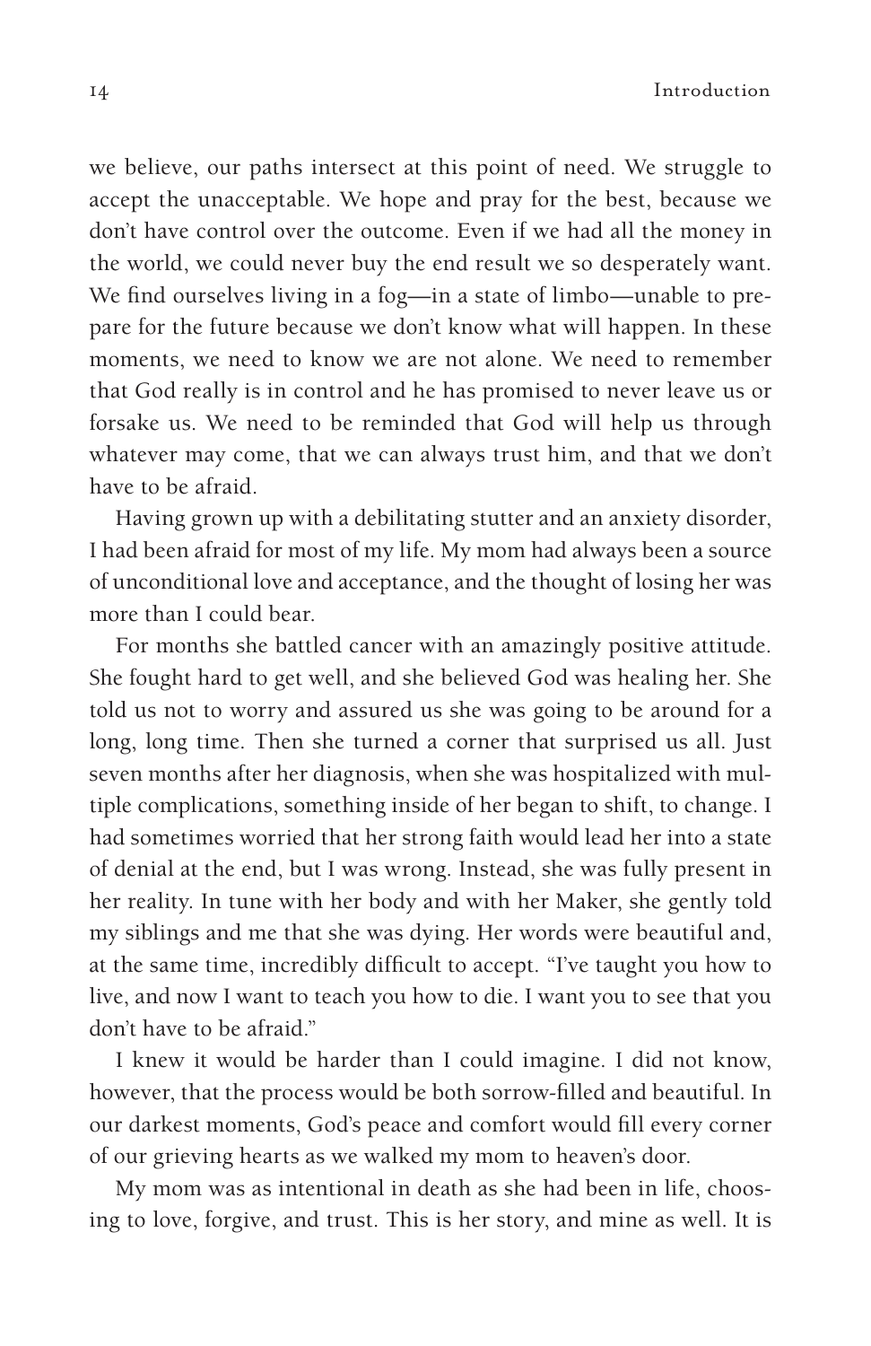we believe, our paths intersect at this point of need. We struggle to accept the unacceptable. We hope and pray for the best, because we don't have control over the outcome. Even if we had all the money in the world, we could never buy the end result we so desperately want. We find ourselves living in a fog—in a state of limbo—unable to prepare for the future because we don't know what will happen. In these moments, we need to know we are not alone. We need to remember that God really is in control and he has promised to never leave us or forsake us. We need to be reminded that God will help us through whatever may come, that we can always trust him, and that we don't have to be afraid.

Having grown up with a debilitating stutter and an anxiety disorder, I had been afraid for most of my life. My mom had always been a source of unconditional love and acceptance, and the thought of losing her was more than I could bear.

For months she battled cancer with an amazingly positive attitude. She fought hard to get well, and she believed God was healing her. She told us not to worry and assured us she was going to be around for a long, long time. Then she turned a corner that surprised us all. Just seven months after her diagnosis, when she was hospitalized with multiple complications, something inside of her began to shift, to change. I had sometimes worried that her strong faith would lead her into a state of denial at the end, but I was wrong. Instead, she was fully present in her reality. In tune with her body and with her Maker, she gently told my siblings and me that she was dying. Her words were beautiful and, at the same time, incredibly difficult to accept. "I've taught you how to live, and now I want to teach you how to die. I want you to see that you don't have to be afraid."

I knew it would be harder than I could imagine. I did not know, however, that the process would be both sorrow-filled and beautiful. In our darkest moments, God's peace and comfort would fill every corner of our grieving hearts as we walked my mom to heaven's door.

My mom was as intentional in death as she had been in life, choosing to love, forgive, and trust. This is her story, and mine as well. It is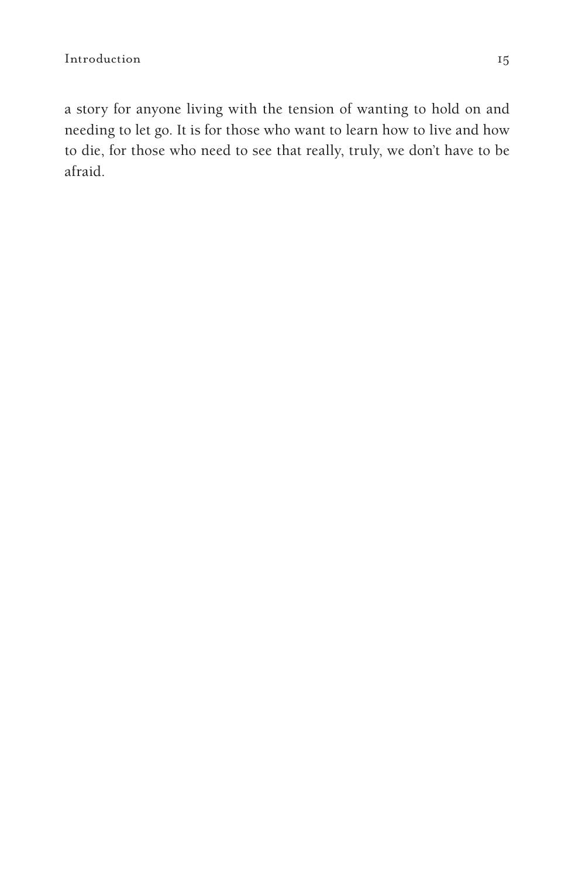a story for anyone living with the tension of wanting to hold on and needing to let go. It is for those who want to learn how to live and how to die, for those who need to see that really, truly, we don't have to be afraid.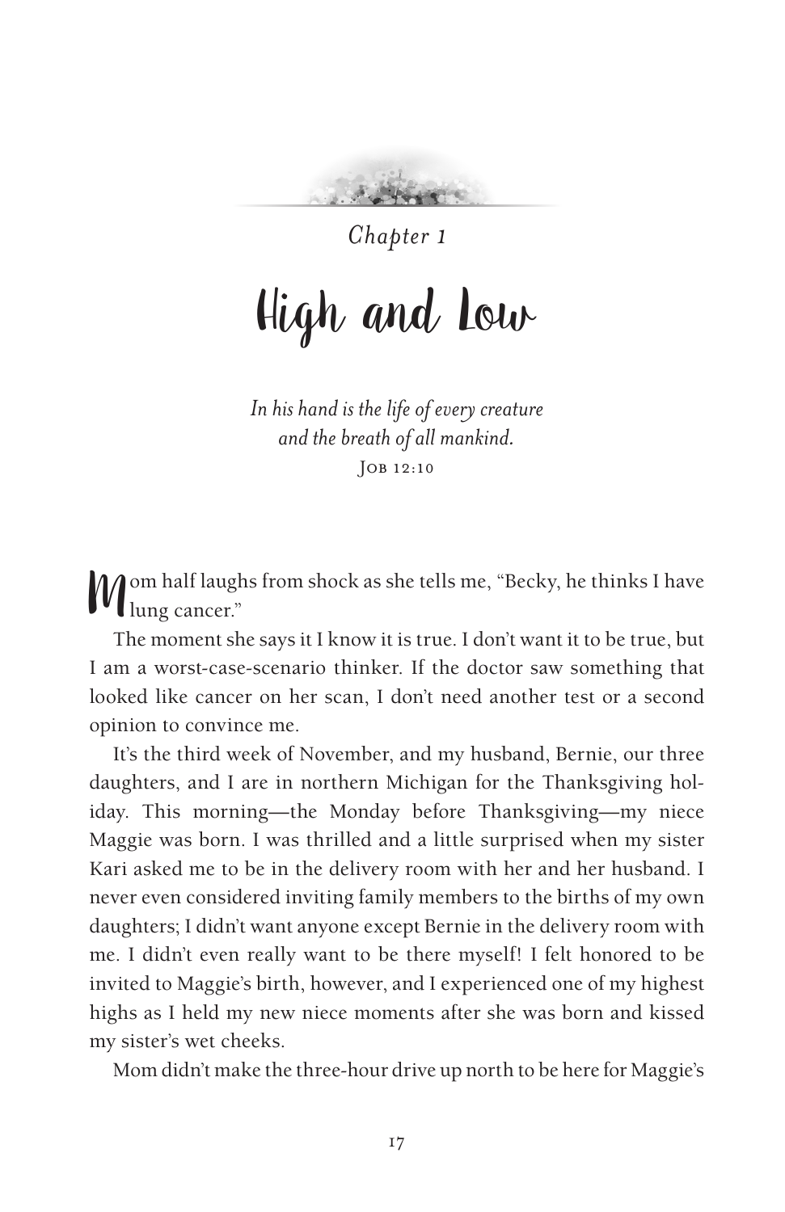*Chapter 1*

# High and Low

*In his hand is the life of every creature*
*and the breath of all mankind.*
Job 12:10

Mom half laughs from shock as she tells me, "Becky, he thinks I have lung cancer."

The moment she says it I know it is true. I don't want it to be true, but I am a worst-case-scenario thinker. If the doctor saw something that looked like cancer on her scan, I don't need another test or a second opinion to convince me.

It's the third week of November, and my husband, Bernie, our three daughters, and I are in northern Michigan for the Thanksgiving holiday. This morning—the Monday before Thanksgiving—my niece Maggie was born. I was thrilled and a little surprised when my sister Kari asked me to be in the delivery room with her and her husband. I never even considered inviting family members to the births of my own daughters; I didn't want anyone except Bernie in the delivery room with me. I didn't even really want to be there myself! I felt honored to be invited to Maggie's birth, however, and I experienced one of my highest highs as I held my new niece moments after she was born and kissed my sister's wet cheeks.

Mom didn't make the three-hour drive up north to be here for Maggie's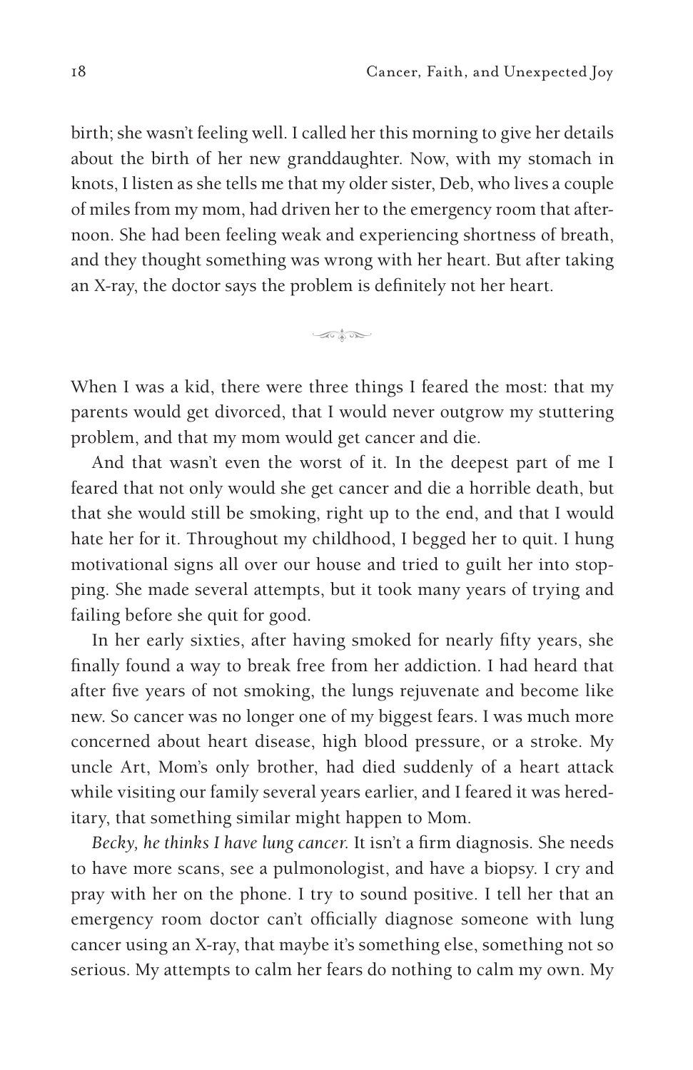birth; she wasn't feeling well. I called her this morning to give her details about the birth of her new granddaughter. Now, with my stomach in knots, I listen as she tells me that my older sister, Deb, who lives a couple of miles from my mom, had driven her to the emergency room that afternoon. She had been feeling weak and experiencing shortness of breath, and they thought something was wrong with her heart. But after taking an X-ray, the doctor says the problem is definitely not her heart.

---

When I was a kid, there were three things I feared the most: that my parents would get divorced, that I would never outgrow my stuttering problem, and that my mom would get cancer and die.

And that wasn't even the worst of it. In the deepest part of me I feared that not only would she get cancer and die a horrible death, but that she would still be smoking, right up to the end, and that I would hate her for it. Throughout my childhood, I begged her to quit. I hung motivational signs all over our house and tried to guilt her into stopping. She made several attempts, but it took many years of trying and failing before she quit for good.

In her early sixties, after having smoked for nearly fifty years, she finally found a way to break free from her addiction. I had heard that after five years of not smoking, the lungs rejuvenate and become like new. So cancer was no longer one of my biggest fears. I was much more concerned about heart disease, high blood pressure, or a stroke. My uncle Art, Mom's only brother, had died suddenly of a heart attack while visiting our family several years earlier, and I feared it was hereditary, that something similar might happen to Mom.

*Becky, he thinks I have lung cancer.* It isn't a firm diagnosis. She needs to have more scans, see a pulmonologist, and have a biopsy. I cry and pray with her on the phone. I try to sound positive. I tell her that an emergency room doctor can't officially diagnose someone with lung cancer using an X-ray, that maybe it's something else, something not so serious. My attempts to calm her fears do nothing to calm my own. My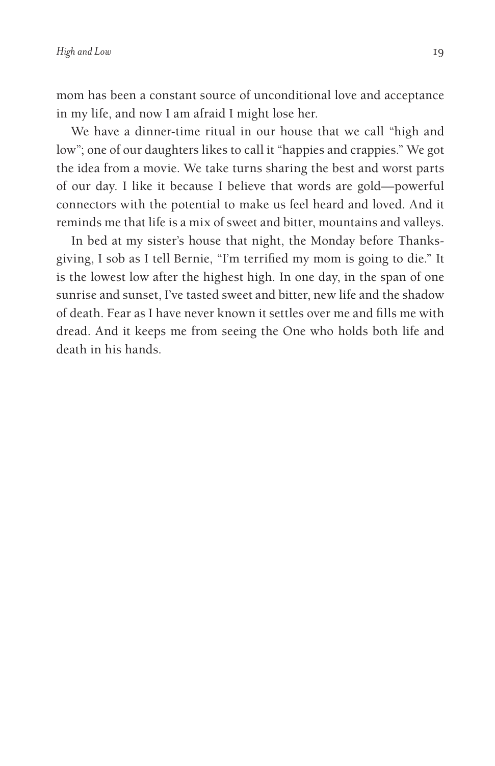mom has been a constant source of unconditional love and acceptance in my life, and now I am afraid I might lose her.

We have a dinner-time ritual in our house that we call "high and low"; one of our daughters likes to call it "happies and crappies." We got the idea from a movie. We take turns sharing the best and worst parts of our day. I like it because I believe that words are gold—powerful connectors with the potential to make us feel heard and loved. And it reminds me that life is a mix of sweet and bitter, mountains and valleys.

In bed at my sister's house that night, the Monday before Thanksgiving, I sob as I tell Bernie, "I'm terrified my mom is going to die." It is the lowest low after the highest high. In one day, in the span of one sunrise and sunset, I've tasted sweet and bitter, new life and the shadow of death. Fear as I have never known it settles over me and fills me with dread. And it keeps me from seeing the One who holds both life and death in his hands.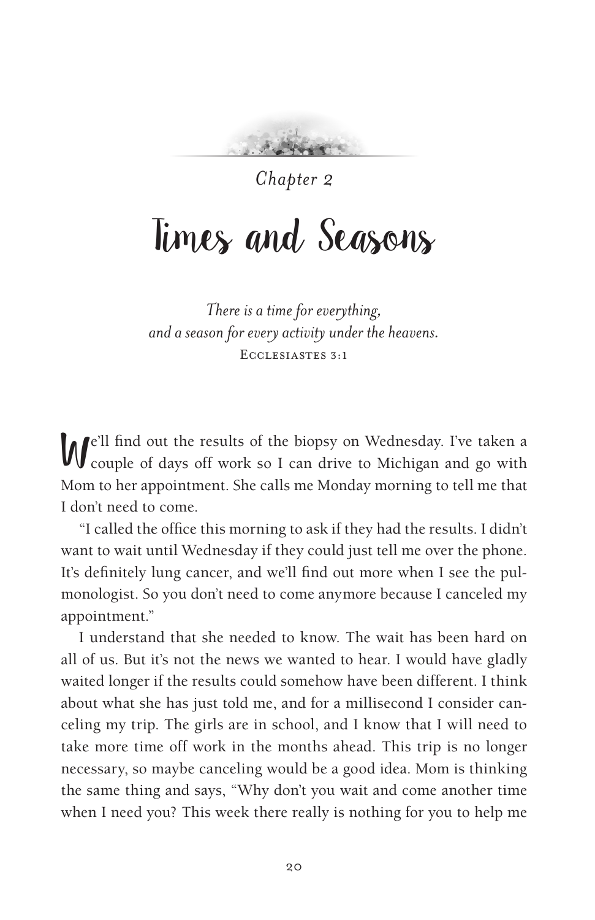*Chapter 2*

# Times and Seasons

*There is a time for everything,*
*and a season for every activity under the heavens.*
Ecclesiastes 3:1

We'll find out the results of the biopsy on Wednesday. I've taken a couple of days off work so I can drive to Michigan and go with Mom to her appointment. She calls me Monday morning to tell me that I don't need to come.

"I called the office this morning to ask if they had the results. I didn't want to wait until Wednesday if they could just tell me over the phone. It's definitely lung cancer, and we'll find out more when I see the pulmonologist. So you don't need to come anymore because I canceled my appointment."

I understand that she needed to know. The wait has been hard on all of us. But it's not the news we wanted to hear. I would have gladly waited longer if the results could somehow have been different. I think about what she has just told me, and for a millisecond I consider canceling my trip. The girls are in school, and I know that I will need to take more time off work in the months ahead. This trip is no longer necessary, so maybe canceling would be a good idea. Mom is thinking the same thing and says, "Why don't you wait and come another time when I need you? This week there really is nothing for you to help me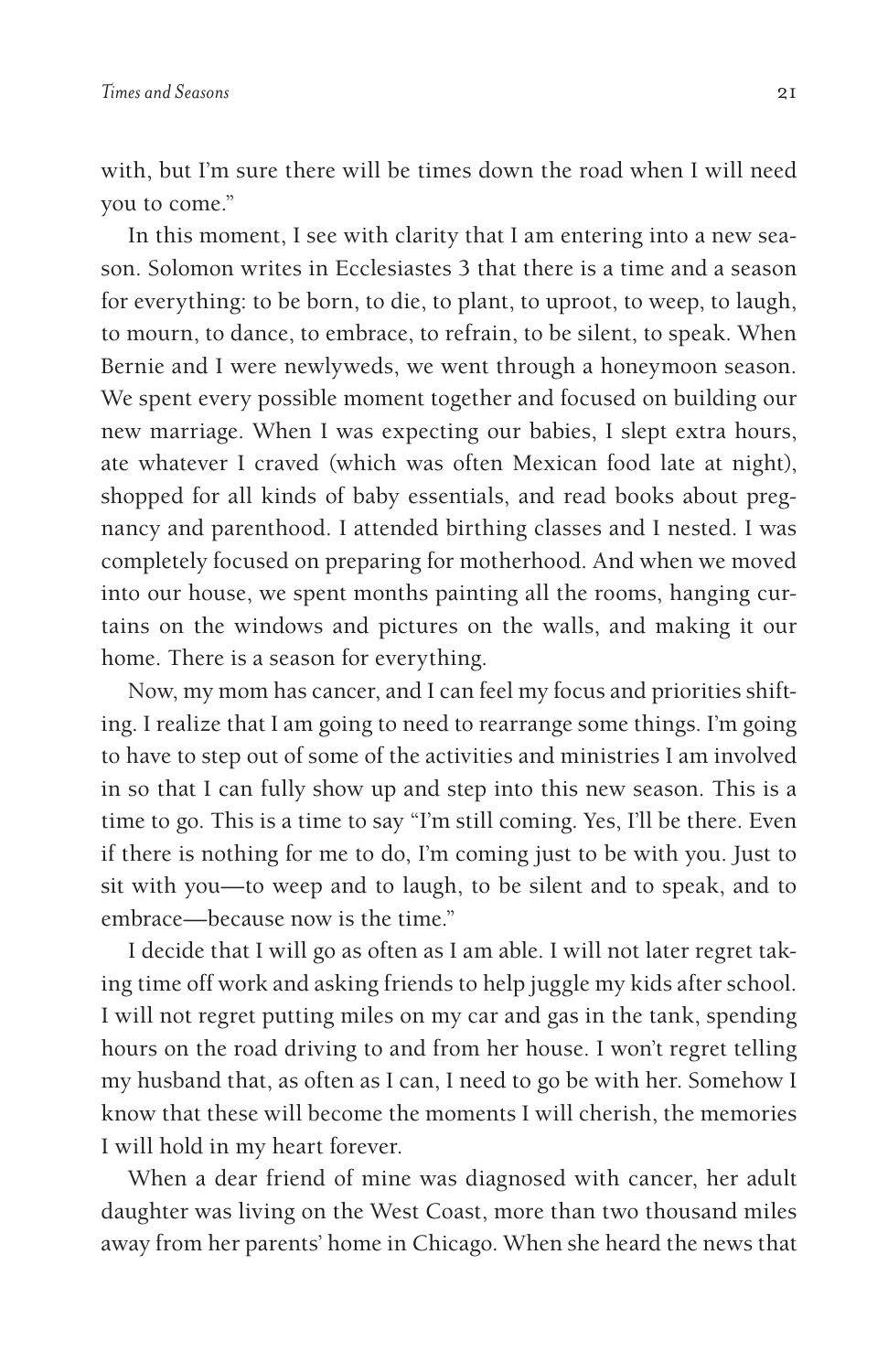with, but I'm sure there will be times down the road when I will need you to come."

In this moment, I see with clarity that I am entering into a new season. Solomon writes in Ecclesiastes 3 that there is a time and a season for everything: to be born, to die, to plant, to uproot, to weep, to laugh, to mourn, to dance, to embrace, to refrain, to be silent, to speak. When Bernie and I were newlyweds, we went through a honeymoon season. We spent every possible moment together and focused on building our new marriage. When I was expecting our babies, I slept extra hours, ate whatever I craved (which was often Mexican food late at night), shopped for all kinds of baby essentials, and read books about pregnancy and parenthood. I attended birthing classes and I nested. I was completely focused on preparing for motherhood. And when we moved into our house, we spent months painting all the rooms, hanging curtains on the windows and pictures on the walls, and making it our home. There is a season for everything.

Now, my mom has cancer, and I can feel my focus and priorities shifting. I realize that I am going to need to rearrange some things. I'm going to have to step out of some of the activities and ministries I am involved in so that I can fully show up and step into this new season. This is a time to go. This is a time to say "I'm still coming. Yes, I'll be there. Even if there is nothing for me to do, I'm coming just to be with you. Just to sit with you—to weep and to laugh, to be silent and to speak, and to embrace—because now is the time."

I decide that I will go as often as I am able. I will not later regret taking time off work and asking friends to help juggle my kids after school. I will not regret putting miles on my car and gas in the tank, spending hours on the road driving to and from her house. I won't regret telling my husband that, as often as I can, I need to go be with her. Somehow I know that these will become the moments I will cherish, the memories I will hold in my heart forever.

When a dear friend of mine was diagnosed with cancer, her adult daughter was living on the West Coast, more than two thousand miles away from her parents' home in Chicago. When she heard the news that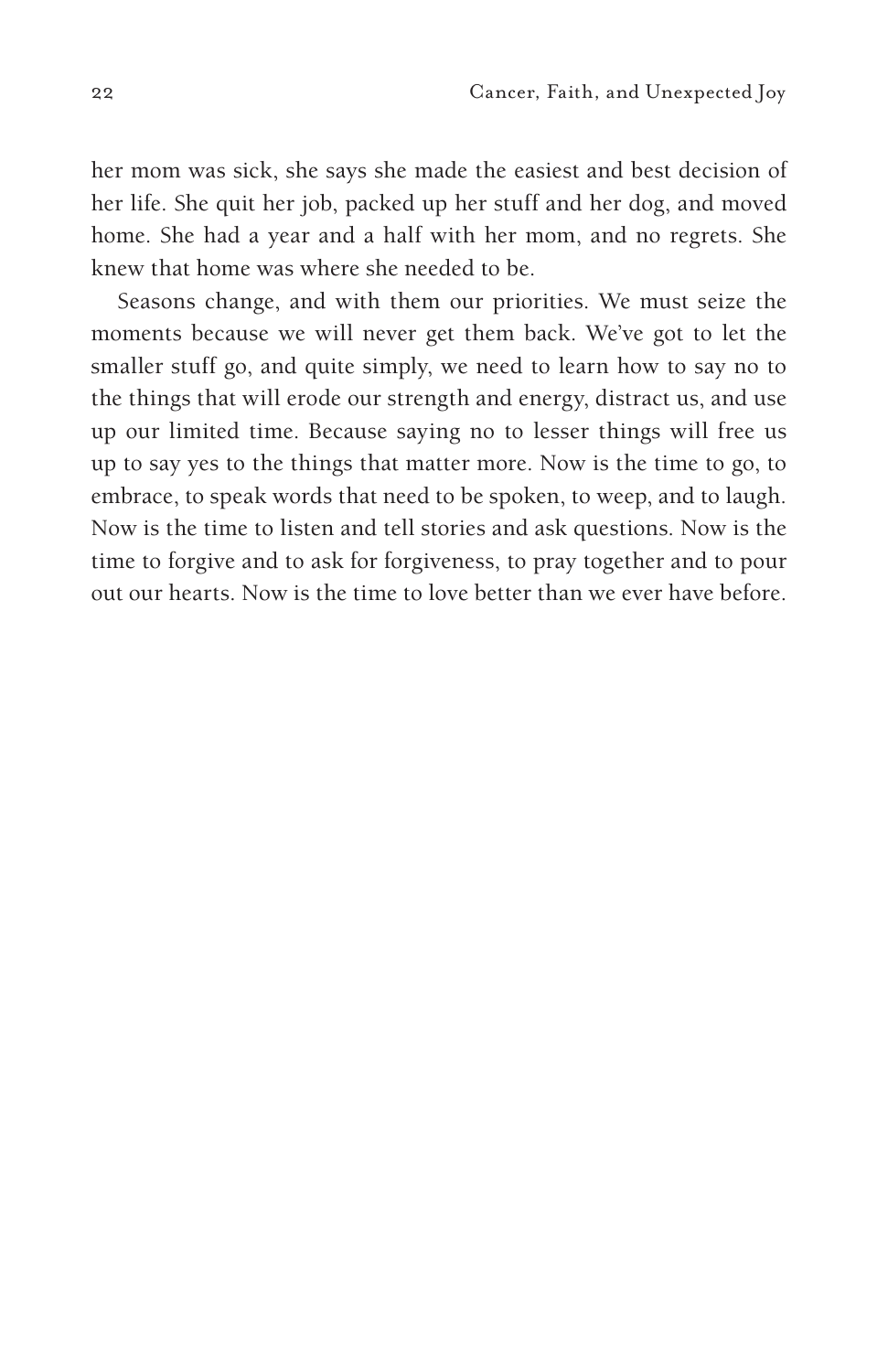her mom was sick, she says she made the easiest and best decision of her life. She quit her job, packed up her stuff and her dog, and moved home. She had a year and a half with her mom, and no regrets. She knew that home was where she needed to be.

Seasons change, and with them our priorities. We must seize the moments because we will never get them back. We've got to let the smaller stuff go, and quite simply, we need to learn how to say no to the things that will erode our strength and energy, distract us, and use up our limited time. Because saying no to lesser things will free us up to say yes to the things that matter more. Now is the time to go, to embrace, to speak words that need to be spoken, to weep, and to laugh. Now is the time to listen and tell stories and ask questions. Now is the time to forgive and to ask for forgiveness, to pray together and to pour out our hearts. Now is the time to love better than we ever have before.